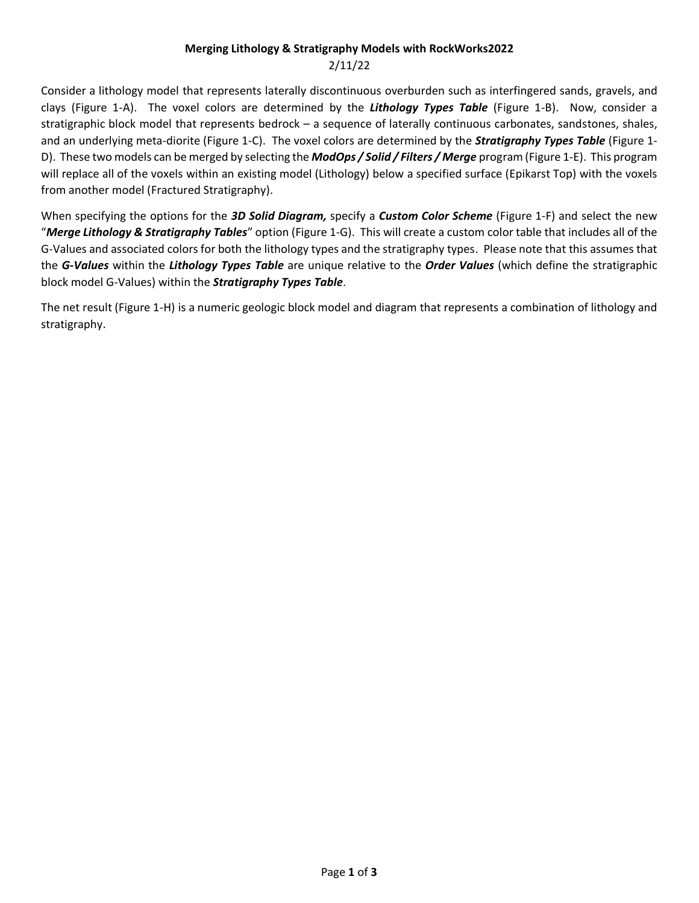**Merging Lithology & Stratigraphy Models with RockWorks2022**

2/11/22

Consider a lithology model that represents laterally discontinuous overburden such as interfingered sands, gravels, and clays (Figure 1-A). The voxel colors are determined by the ***Lithology Types Table*** (Figure 1-B). Now, consider a stratigraphic block model that represents bedrock – a sequence of laterally continuous carbonates, sandstones, shales, and an underlying meta-diorite (Figure 1-C). The voxel colors are determined by the ***Stratigraphy Types Table*** (Figure 1-D). These two models can be merged by selecting the ***ModOps / Solid / Filters / Merge*** program (Figure 1-E). This program will replace all of the voxels within an existing model (Lithology) below a specified surface (Epikarst Top) with the voxels from another model (Fractured Stratigraphy).

When specifying the options for the ***3D Solid Diagram,*** specify a ***Custom Color Scheme*** (Figure 1-F) and select the new "***Merge Lithology & Stratigraphy Tables***" option (Figure 1-G). This will create a custom color table that includes all of the G-Values and associated colors for both the lithology types and the stratigraphy types. Please note that this assumes that the ***G-Values*** within the ***Lithology Types Table*** are unique relative to the ***Order Values*** (which define the stratigraphic block model G-Values) within the ***Stratigraphy Types Table***.

The net result (Figure 1-H) is a numeric geologic block model and diagram that represents a combination of lithology and stratigraphy.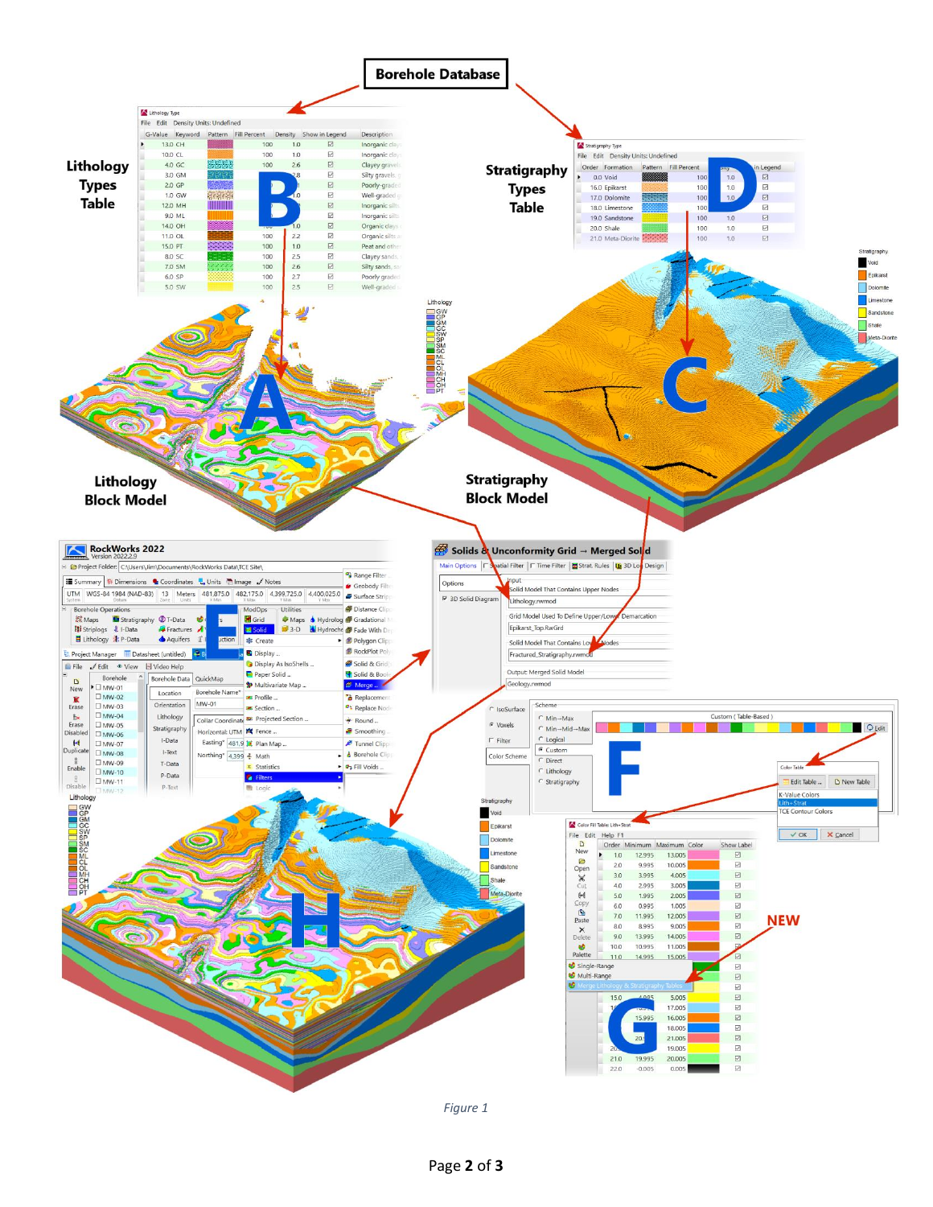*Figure 1*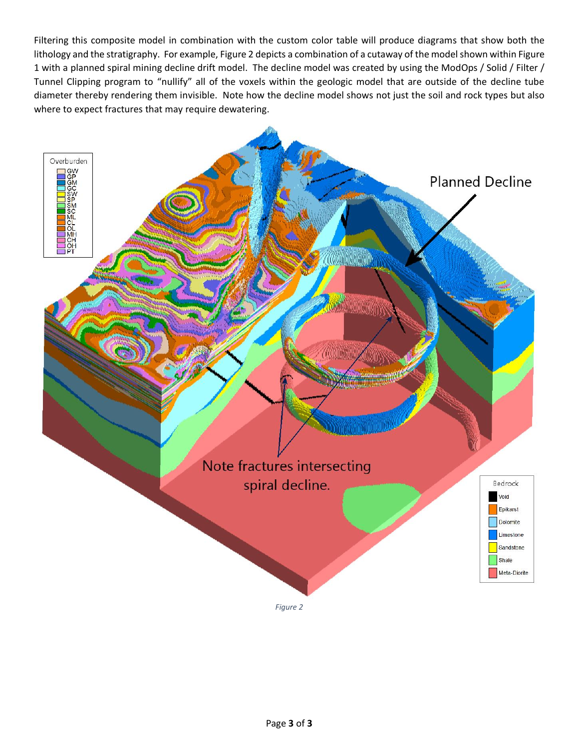Filtering this composite model in combination with the custom color table will produce diagrams that show both the lithology and the stratigraphy. For example, Figure 2 depicts a combination of a cutaway of the model shown within Figure 1 with a planned spiral mining decline drift model. The decline model was created by using the ModOps / Solid / Filter / Tunnel Clipping program to "nullify" all of the voxels within the geologic model that are outside of the decline tube diameter thereby rendering them invisible. Note how the decline model shows not just the soil and rock types but also where to expect fractures that may require dewatering.

Overburden
GW
GP
GM
GC
SW
SP
SM
SC
ML
CL
OL
MH
CH
OH
PT

Planned Decline

Note fractures intersecting spiral decline.

Bedrock
Void
Epikarst
Dolomite
Limestone
Sandstone
Shale
Meta-Diorite

*Figure 2*